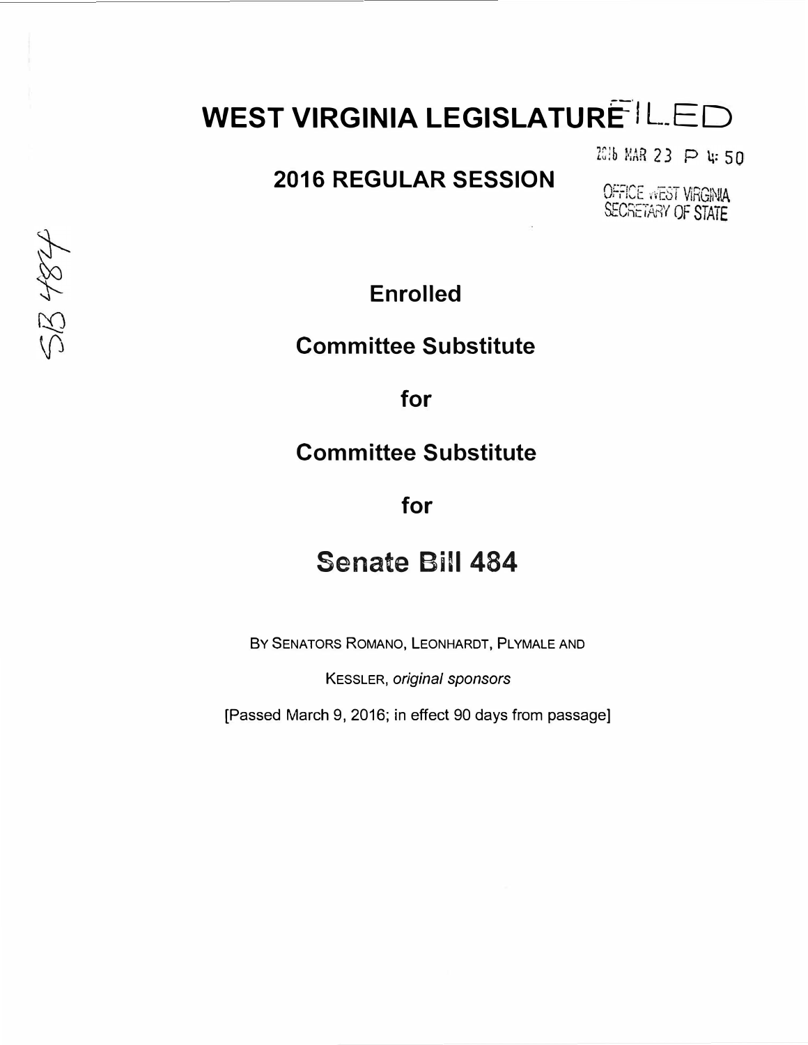# WEST VIRGINIA LEGISLATURE

FILED

2016 MAR 23 P 4:50

OFFICE WEST VIRGINIA SECRETARY OF STATE

## 2016 REGULAR SESSION

SB 484

**Enrolled**

**Committee Substitute**

**for**

**Committee Substitute**

**for**

# Senate Bill 484

BY SENATORS ROMANO, LEONHARDT, PLYMALE AND KESSLER, *original sponsors*

[Passed March 9, 2016; in effect 90 days from passage]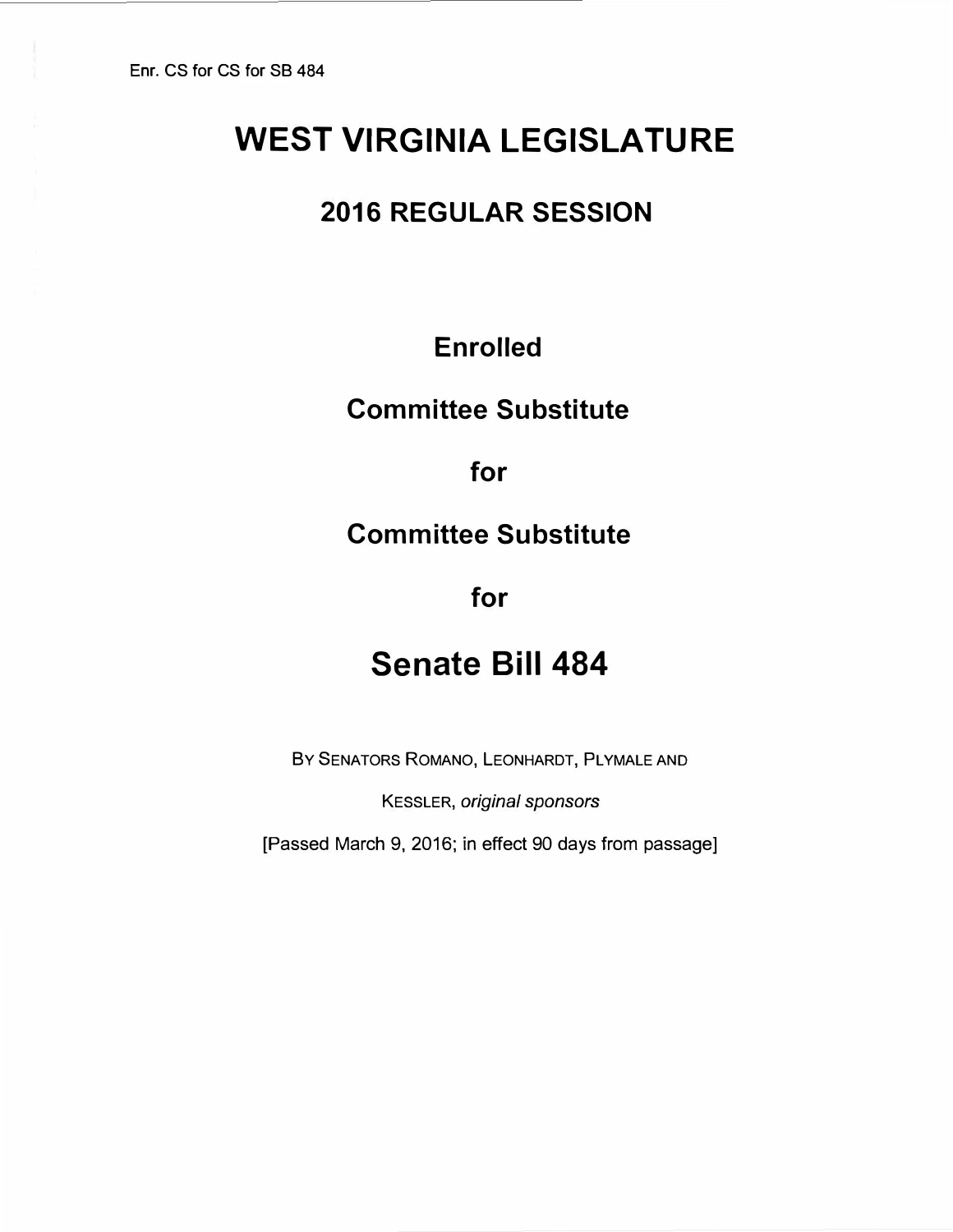Enr. CS for CS for SB 484

# WEST VIRGINIA LEGISLATURE

## 2016 REGULAR SESSION

**Enrolled**

**Committee Substitute**

**for**

**Committee Substitute**

**for**

# Senate Bill 484

BY SENATORS ROMANO, LEONHARDT, PLYMALE AND KESSLER, *original sponsors*

[Passed March 9, 2016; in effect 90 days from passage]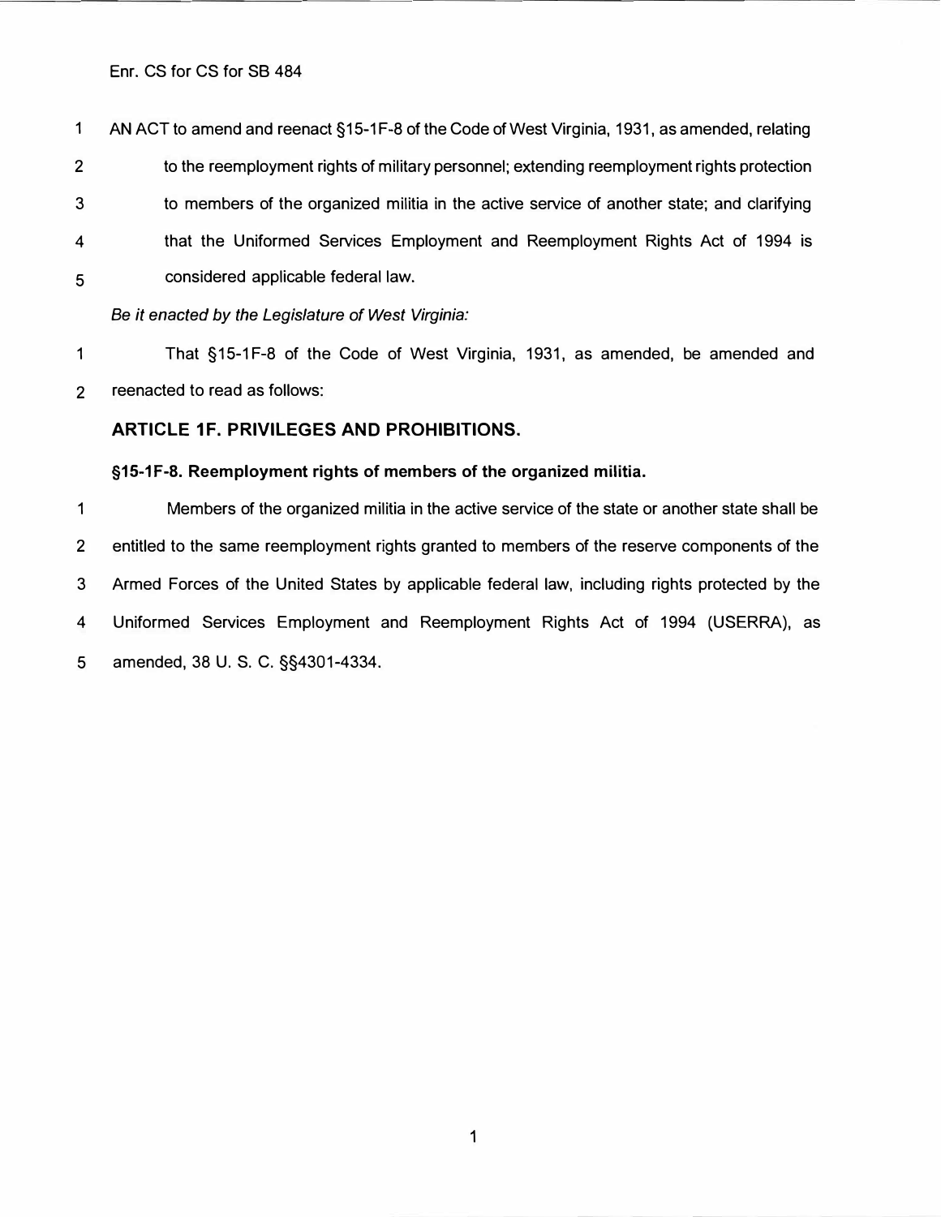Enr. CS for CS for SB 484

AN ACT to amend and reenact §15-1F-8 of the Code of West Virginia, 1931, as amended, relating to the reemployment rights of military personnel; extending reemployment rights protection to members of the organized militia in the active service of another state; and clarifying that the Uniformed Services Employment and Reemployment Rights Act of 1994 is considered applicable federal law.

*Be it enacted by the Legislature of West Virginia:*

That §15-1F-8 of the Code of West Virginia, 1931, as amended, be amended and reenacted to read as follows:

## ARTICLE 1F. PRIVILEGES AND PROHIBITIONS.

### §15-1F-8. Reemployment rights of members of the organized militia.

Members of the organized militia in the active service of the state or another state shall be entitled to the same reemployment rights granted to members of the reserve components of the Armed Forces of the United States by applicable federal law, including rights protected by the Uniformed Services Employment and Reemployment Rights Act of 1994 (USERRA), as amended, 38 U. S. C. §§4301-4334.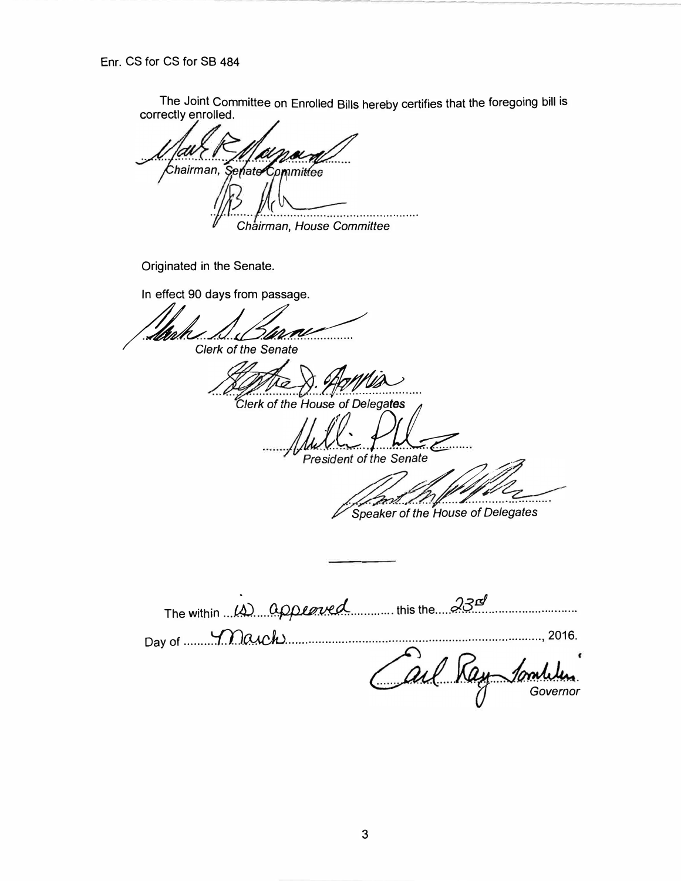Enr. CS for CS for SB 484

The Joint Committee on Enrolled Bills hereby certifies that the foregoing bill is correctly enrolled.

............................................................
*Chairman, Senate Committee*

............................................................
*Chairman, House Committee*

Originated in the Senate.

In effect 90 days from passage.

............................................................
*Clerk of the Senate*

............................................................
*Clerk of the House of Delegates*

............................................................
*President of the Senate*

............................................................
*Speaker of the House of Delegates*

---

The within ......is approved...... this the......23rd......

Day of ......March......, 2016.

............................................................
*Governor*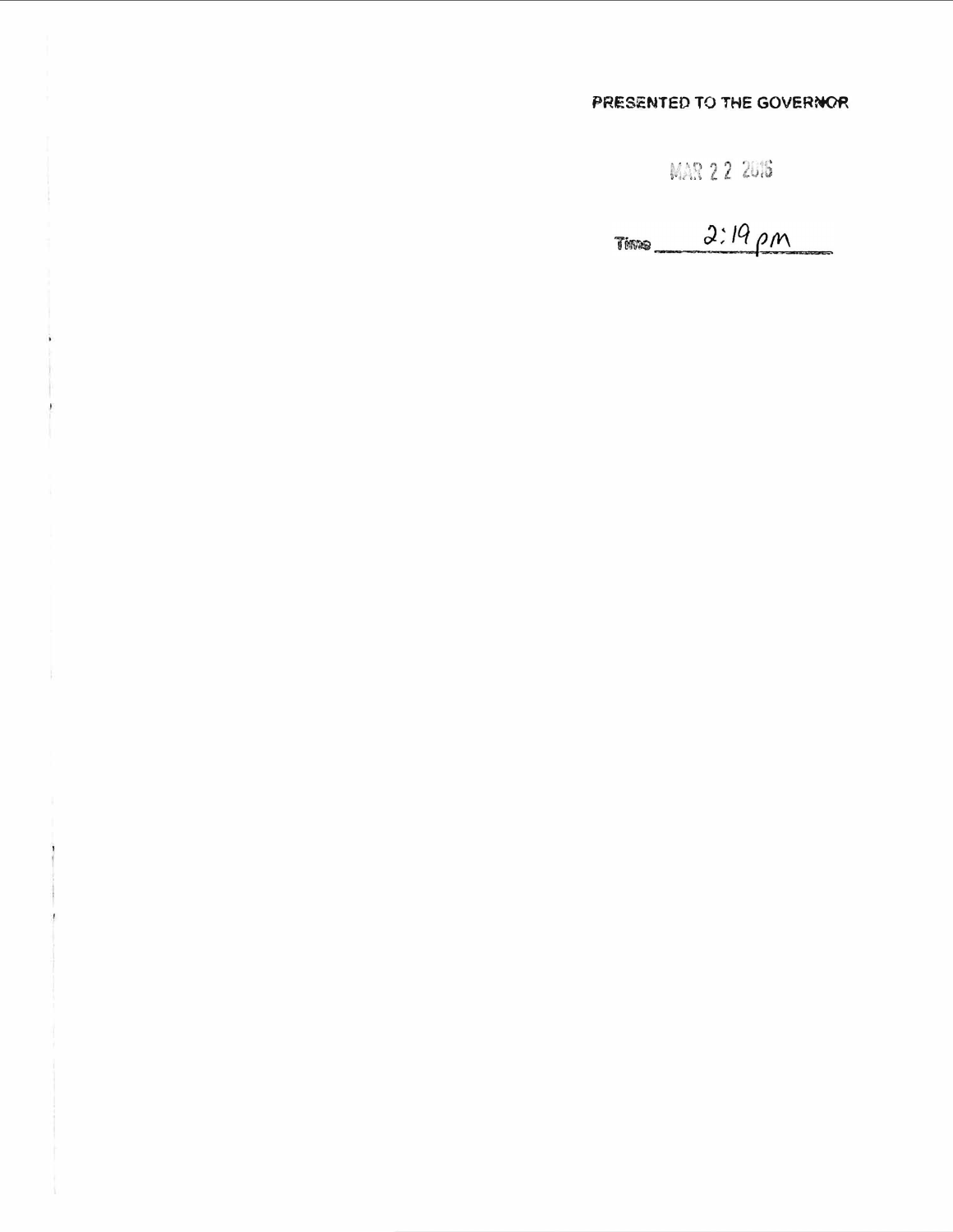PRESENTED TO THE GOVERNOR

MAR 2 2 2016

Time 2:19 pm